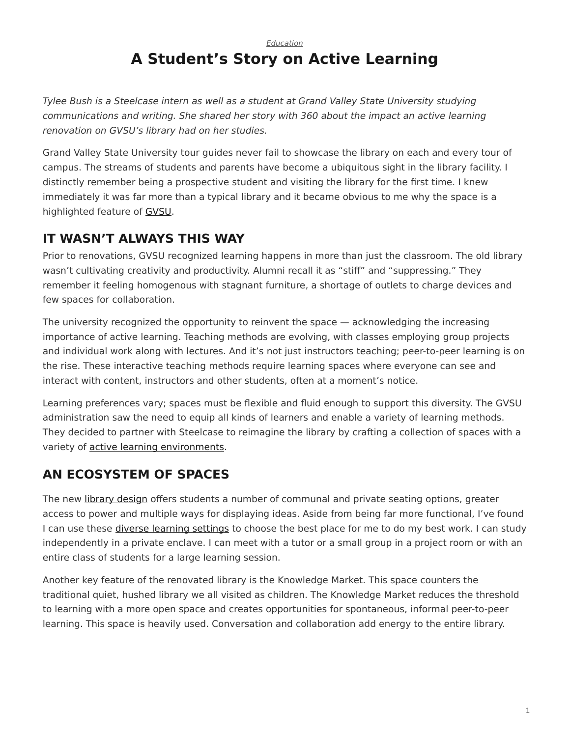*Education*

# A Student's Story on Active Learning

*Tylee Bush is a Steelcase intern as well as a student at Grand Valley State University studying communications and writing. She shared her story with 360 about the impact an active learning renovation on GVSU's library had on her studies.*

Grand Valley State University tour guides never fail to showcase the library on each and every tour of campus. The streams of students and parents have become a ubiquitous sight in the library facility. I distinctly remember being a prospective student and visiting the library for the first time. I knew immediately it was far more than a typical library and it became obvious to me why the space is a highlighted feature of GVSU.

## IT WASN'T ALWAYS THIS WAY

Prior to renovations, GVSU recognized learning happens in more than just the classroom. The old library wasn't cultivating creativity and productivity. Alumni recall it as "stiff" and "suppressing." They remember it feeling homogenous with stagnant furniture, a shortage of outlets to charge devices and few spaces for collaboration.

The university recognized the opportunity to reinvent the space — acknowledging the increasing importance of active learning. Teaching methods are evolving, with classes employing group projects and individual work along with lectures. And it's not just instructors teaching; peer-to-peer learning is on the rise. These interactive teaching methods require learning spaces where everyone can see and interact with content, instructors and other students, often at a moment's notice.

Learning preferences vary; spaces must be flexible and fluid enough to support this diversity. The GVSU administration saw the need to equip all kinds of learners and enable a variety of learning methods. They decided to partner with Steelcase to reimagine the library by crafting a collection of spaces with a variety of active learning environments.

## AN ECOSYSTEM OF SPACES

The new library design offers students a number of communal and private seating options, greater access to power and multiple ways for displaying ideas. Aside from being far more functional, I've found I can use these diverse learning settings to choose the best place for me to do my best work. I can study independently in a private enclave. I can meet with a tutor or a small group in a project room or with an entire class of students for a large learning session.

Another key feature of the renovated library is the Knowledge Market. This space counters the traditional quiet, hushed library we all visited as children. The Knowledge Market reduces the threshold to learning with a more open space and creates opportunities for spontaneous, informal peer-to-peer learning. This space is heavily used. Conversation and collaboration add energy to the entire library.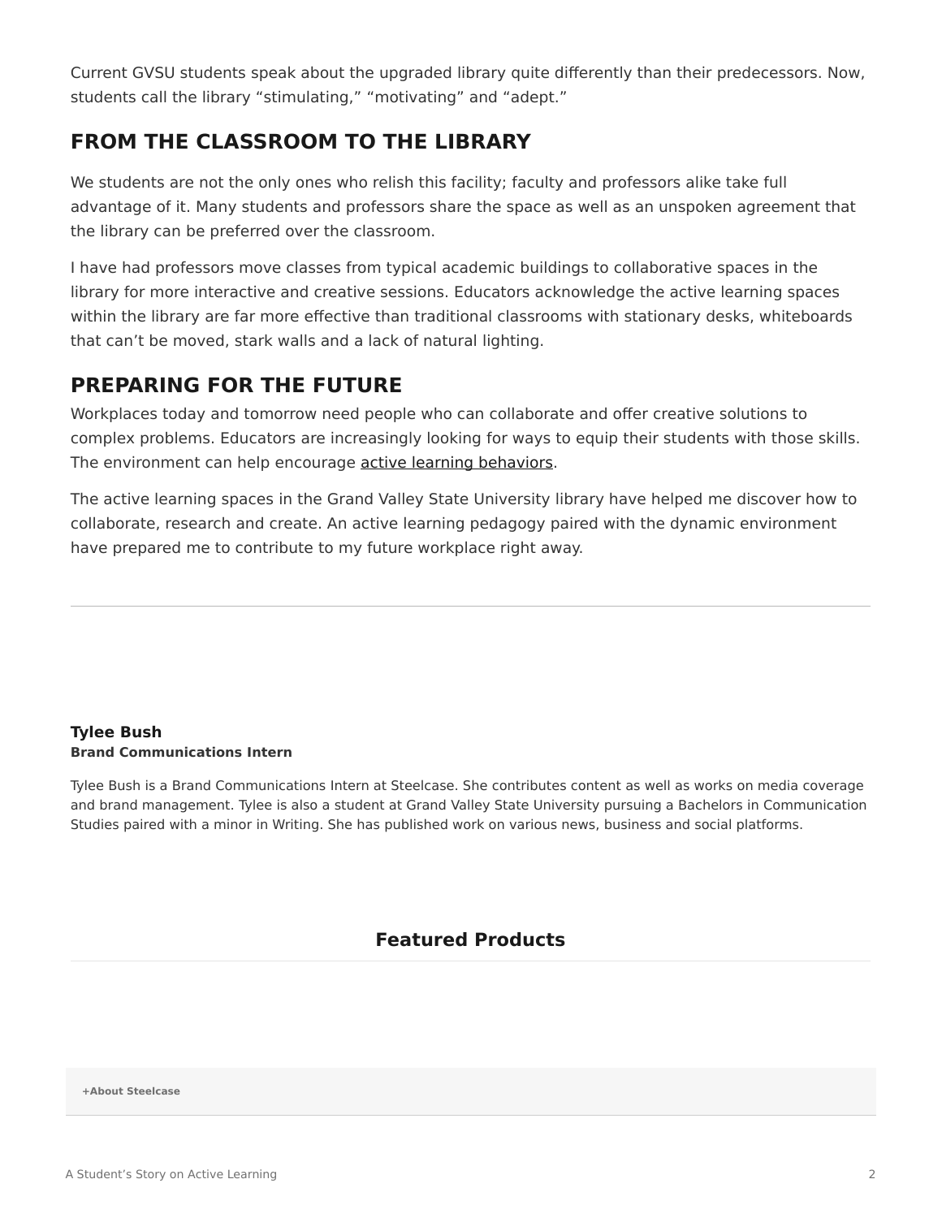Current GVSU students speak about the upgraded library quite differently than their predecessors. Now, students call the library "stimulating," "motivating" and "adept."

## FROM THE CLASSROOM TO THE LIBRARY

We students are not the only ones who relish this facility; faculty and professors alike take full advantage of it. Many students and professors share the space as well as an unspoken agreement that the library can be preferred over the classroom.

I have had professors move classes from typical academic buildings to collaborative spaces in the library for more interactive and creative sessions. Educators acknowledge the active learning spaces within the library are far more effective than traditional classrooms with stationary desks, whiteboards that can't be moved, stark walls and a lack of natural lighting.

## PREPARING FOR THE FUTURE

Workplaces today and tomorrow need people who can collaborate and offer creative solutions to complex problems. Educators are increasingly looking for ways to equip their students with those skills. The environment can help encourage active learning behaviors.

The active learning spaces in the Grand Valley State University library have helped me discover how to collaborate, research and create. An active learning pedagogy paired with the dynamic environment have prepared me to contribute to my future workplace right away.

---

**Tylee Bush**
**Brand Communications Intern**

Tylee Bush is a Brand Communications Intern at Steelcase. She contributes content as well as works on media coverage and brand management. Tylee is also a student at Grand Valley State University pursuing a Bachelors in Communication Studies paired with a minor in Writing. She has published work on various news, business and social platforms.

### Featured Products

**+About Steelcase**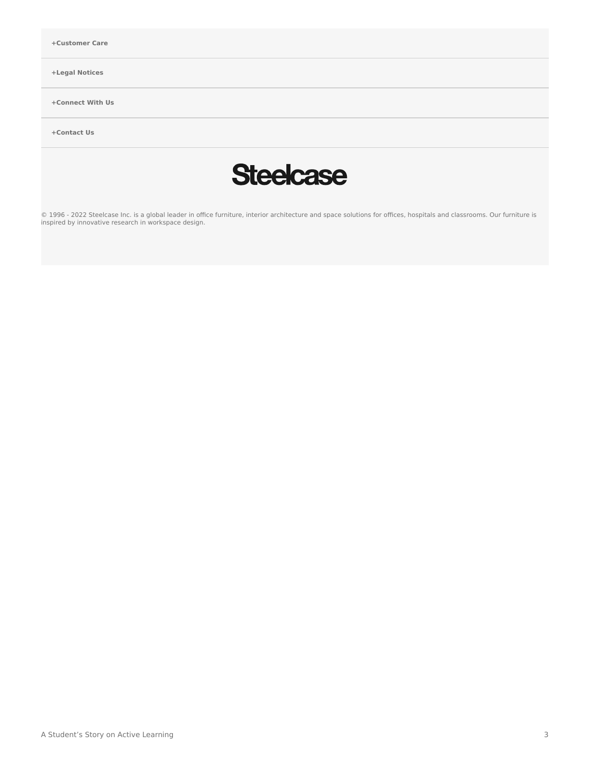+Customer Care

+Legal Notices

+Connect With Us

+Contact Us

Steelcase

© 1996 - 2022 Steelcase Inc. is a global leader in office furniture, interior architecture and space solutions for offices, hospitals and classrooms. Our furniture is inspired by innovative research in workspace design.